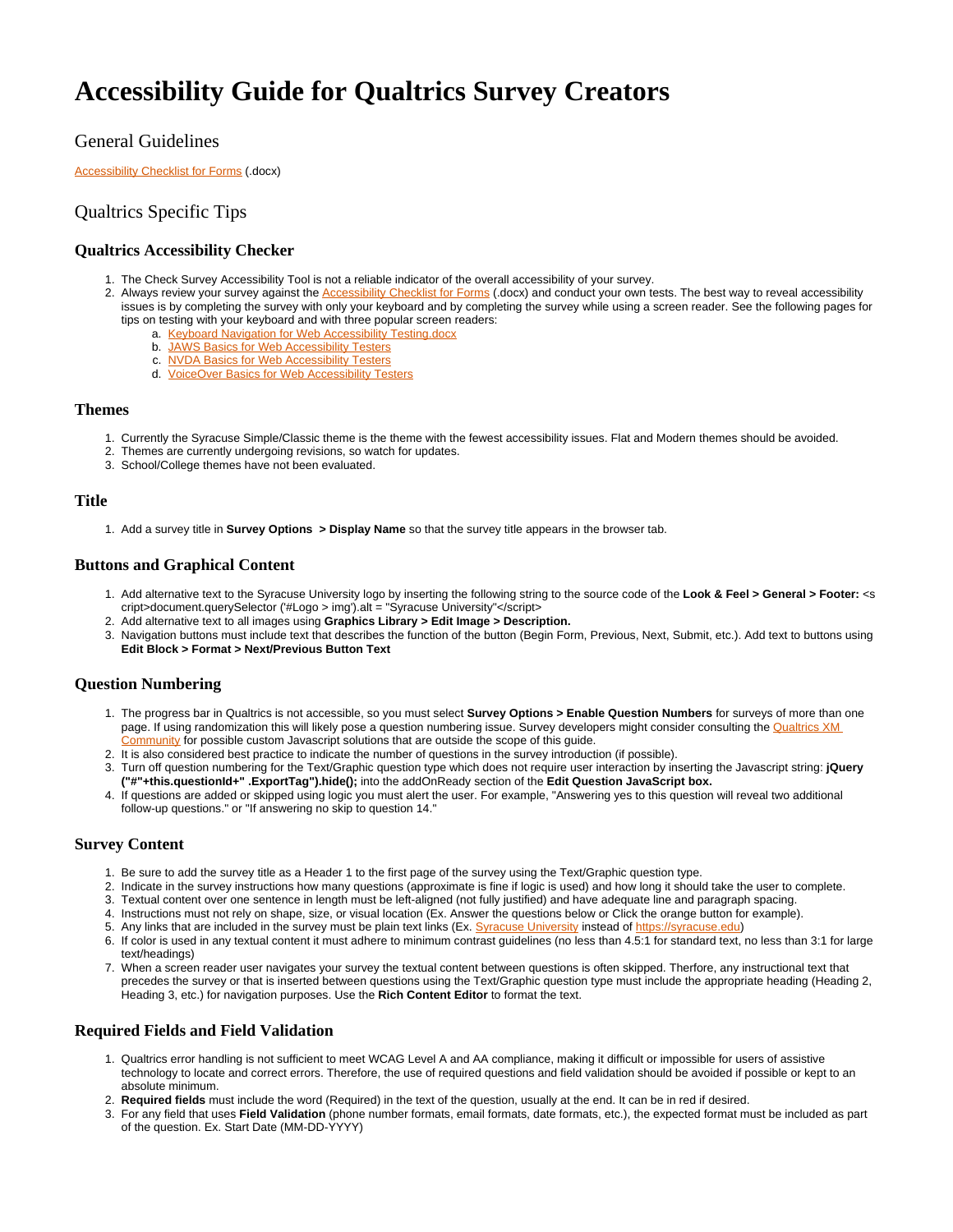# Accessibility Guide for Qualtrics Survey Creators

## General Guidelines

[Accessibility Checklist for Forms](#) (.docx)

## Qualtrics Specific Tips

### Qualtrics Accessibility Checker

1. The Check Survey Accessibility Tool is not a reliable indicator of the overall accessibility of your survey.
2. Always review your survey against the [Accessibility Checklist for Forms](#) (.docx) and conduct your own tests. The best way to reveal accessibility issues is by completing the survey with only your keyboard and by completing the survey while using a screen reader. See the following pages for tips on testing with your keyboard and with three popular screen readers:
   a. [Keyboard Navigation for Web Accessibility Testing.docx](#)
   b. [JAWS Basics for Web Accessibility Testers](#)
   c. [NVDA Basics for Web Accessibility Testers](#)
   d. [VoiceOver Basics for Web Accessibility Testers](#)

### Themes

1. Currently the Syracuse Simple/Classic theme is the theme with the fewest accessibility issues. Flat and Modern themes should be avoided.
2. Themes are currently undergoing revisions, so watch for updates.
3. School/College themes have not been evaluated.

### Title

1. Add a survey title in **Survey Options  > Display Name** so that the survey title appears in the browser tab.

### Buttons and Graphical Content

1. Add alternative text to the Syracuse University logo by inserting the following string to the source code of the **Look & Feel > General > Footer:** <script>document.querySelector ('#Logo > img').alt = "Syracuse University"</script>
2. Add alternative text to all images using **Graphics Library > Edit Image > Description.**
3. Navigation buttons must include text that describes the function of the button (Begin Form, Previous, Next, Submit, etc.). Add text to buttons using **Edit Block > Format > Next/Previous Button Text**

### Question Numbering

1. The progress bar in Qualtrics is not accessible, so you must select **Survey Options > Enable Question Numbers** for surveys of more than one page. If using randomization this will likely pose a question numbering issue. Survey developers might consider consulting the [Qualtrics XM Community](#) for possible custom Javascript solutions that are outside the scope of this guide.
2. It is also considered best practice to indicate the number of questions in the survey introduction (if possible).
3. Turn off question numbering for the Text/Graphic question type which does not require user interaction by inserting the Javascript string: **jQuery ("#"+this.questionId+" .ExportTag").hide();** into the addOnReady section of the **Edit Question JavaScript box.**
4. If questions are added or skipped using logic you must alert the user. For example, "Answering yes to this question will reveal two additional follow-up questions." or "If answering no skip to question 14."

### Survey Content

1. Be sure to add the survey title as a Header 1 to the first page of the survey using the Text/Graphic question type.
2. Indicate in the survey instructions how many questions (approximate is fine if logic is used) and how long it should take the user to complete.
3. Textual content over one sentence in length must be left-aligned (not fully justified) and have adequate line and paragraph spacing.
4. Instructions must not rely on shape, size, or visual location (Ex. Answer the questions below or Click the orange button for example).
5. Any links that are included in the survey must be plain text links (Ex. [Syracuse University](#) instead of [https://syracuse.edu](https://syracuse.edu))
6. If color is used in any textual content it must adhere to minimum contrast guidelines (no less than 4.5:1 for standard text, no less than 3:1 for large text/headings)
7. When a screen reader user navigates your survey the textual content between questions is often skipped. Therfore, any instructional text that precedes the survey or that is inserted between questions using the Text/Graphic question type must include the appropriate heading (Heading 2, Heading 3, etc.) for navigation purposes. Use the **Rich Content Editor** to format the text.

### Required Fields and Field Validation

1. Qualtrics error handling is not sufficient to meet WCAG Level A and AA compliance, making it difficult or impossible for users of assistive technology to locate and correct errors. Therefore, the use of required questions and field validation should be avoided if possible or kept to an absolute minimum.
2. **Required fields** must include the word (Required) in the text of the question, usually at the end. It can be in red if desired.
3. For any field that uses **Field Validation** (phone number formats, email formats, date formats, etc.), the expected format must be included as part of the question. Ex. Start Date (MM-DD-YYYY)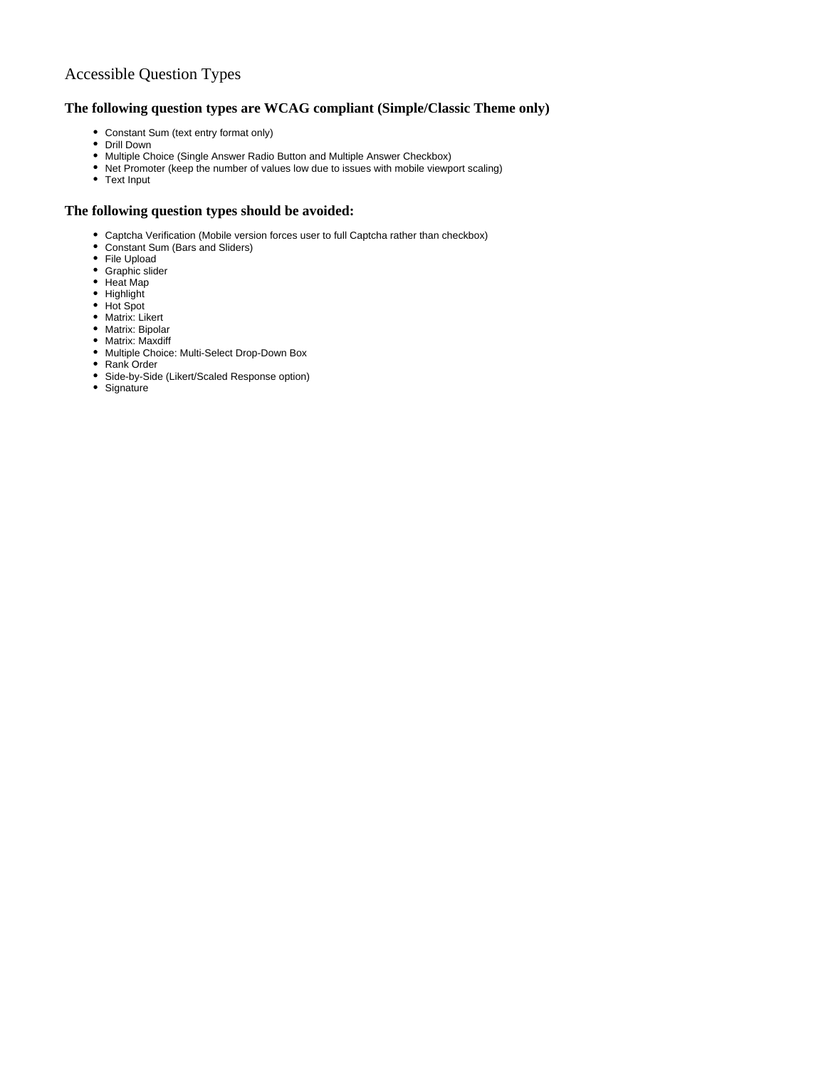# Accessible Question Types

### The following question types are WCAG compliant (Simple/Classic Theme only)

- Constant Sum (text entry format only)
- Drill Down
- Multiple Choice (Single Answer Radio Button and Multiple Answer Checkbox)
- Net Promoter (keep the number of values low due to issues with mobile viewport scaling)
- Text Input

### The following question types should be avoided:

- Captcha Verification (Mobile version forces user to full Captcha rather than checkbox)
- Constant Sum (Bars and Sliders)
- File Upload
- Graphic slider
- Heat Map
- Highlight
- Hot Spot
- Matrix: Likert
- Matrix: Bipolar
- Matrix: Maxdiff
- Multiple Choice: Multi-Select Drop-Down Box
- Rank Order
- Side-by-Side (Likert/Scaled Response option)
- Signature